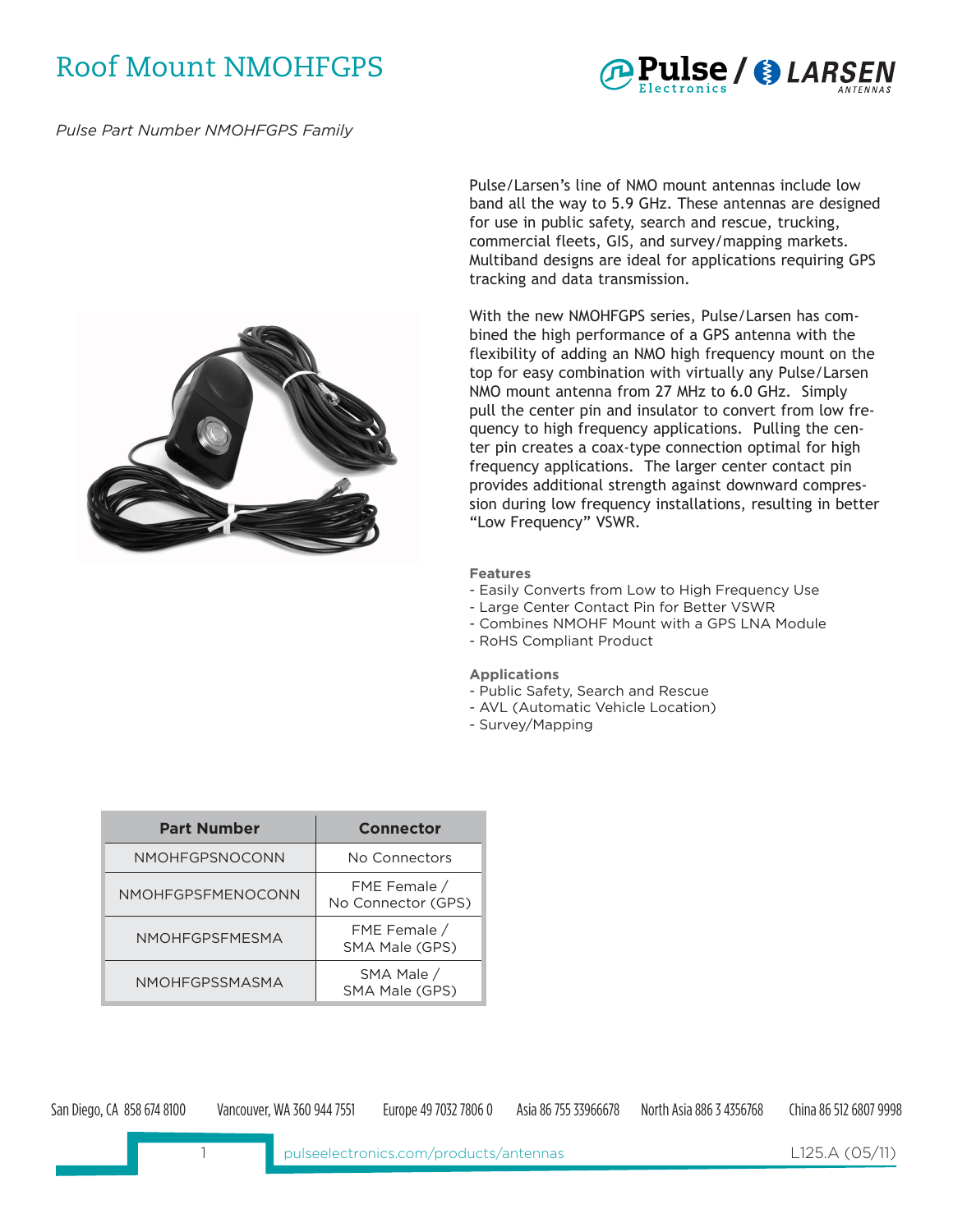# Roof Mount NMOHFGPS

*Pulse Part Number NMOHFGPS Family*

Pulse/Larsen's line of NMO mount antennas include low band all the way to 5.9 GHz. These antennas are designed for use in public safety, search and rescue, trucking, commercial fleets, GIS, and survey/mapping markets. Multiband designs are ideal for applications requiring GPS tracking and data transmission.

With the new NMOHFGPS series, Pulse/Larsen has combined the high performance of a GPS antenna with the flexibility of adding an NMO high frequency mount on the top for easy combination with virtually any Pulse/Larsen NMO mount antenna from 27 MHz to 6.0 GHz. Simply pull the center pin and insulator to convert from low frequency to high frequency applications. Pulling the center pin creates a coax-type connection optimal for high frequency applications. The larger center contact pin provides additional strength against downward compression during low frequency installations, resulting in better "Low Frequency" VSWR.

**Features**

- Easily Converts from Low to High Frequency Use
- Large Center Contact Pin for Better VSWR
- Combines NMOHF Mount with a GPS LNA Module
- RoHS Compliant Product

**Applications**

- Public Safety, Search and Rescue
- AVL (Automatic Vehicle Location)
- Survey/Mapping

| Part Number | Connector |
|---|---|
| NMOHFGPSNOCONN | No Connectors |
| NMOHFGPSFMENOCONN | FME Female / No Connector (GPS) |
| NMOHFGPSFMESMA | FME Female / SMA Male (GPS) |
| NMOHFGPSSMASMA | SMA Male / SMA Male (GPS) |

San Diego, CA 858 674 8100 Vancouver, WA 360 944 7551 Europe 49 7032 7806 0 Asia 86 755 33966678 North Asia 886 3 4356768 China 86 512 6807 9998

pulseelectronics.com/products/antennas L125.A (05/11)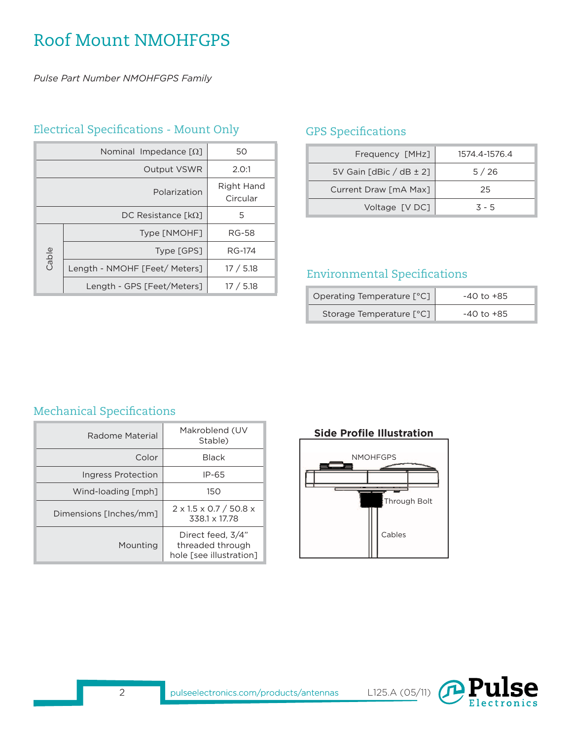# Roof Mount NMOHFGPS

*Pulse Part Number NMOHFGPS Family*

## Electrical Specifications - Mount Only

| | | |
|---|---|---|
| | Nominal Impedance [Ω] | 50 |
| | Output VSWR | 2.0:1 |
| | Polarization | Right Hand Circular |
| | DC Resistance [kΩ] | 5 |
| Cable | Type [NMOHF] | RG-58 |
| | Type [GPS] | RG-174 |
| | Length - NMOHF [Feet/ Meters] | 17 / 5.18 |
| | Length - GPS [Feet/Meters] | 17 / 5.18 |

## GPS Specifications

| | |
|---|---|
| Frequency [MHz] | 1574.4-1576.4 |
| 5V Gain [dBic / dB ± 2] | 5 / 26 |
| Current Draw [mA Max] | 25 |
| Voltage [V DC] | 3 - 5 |

## Environmental Specifications

| | |
|---|---|
| Operating Temperature [°C] | -40 to +85 |
| Storage Temperature [°C] | -40 to +85 |

## Mechanical Specifications

| | |
|---|---|
| Radome Material | Makroblend (UV Stable) |
| Color | Black |
| Ingress Protection | IP-65 |
| Wind-loading [mph] | 150 |
| Dimensions [Inches/mm] | 2 x 1.5 x 0.7 / 50.8 x 338.1 x 17.78 |
| Mounting | Direct feed, 3/4" threaded through hole [see illustration] |

**Side Profile Illustration**

NMOHFGPS

Through Bolt

Cables